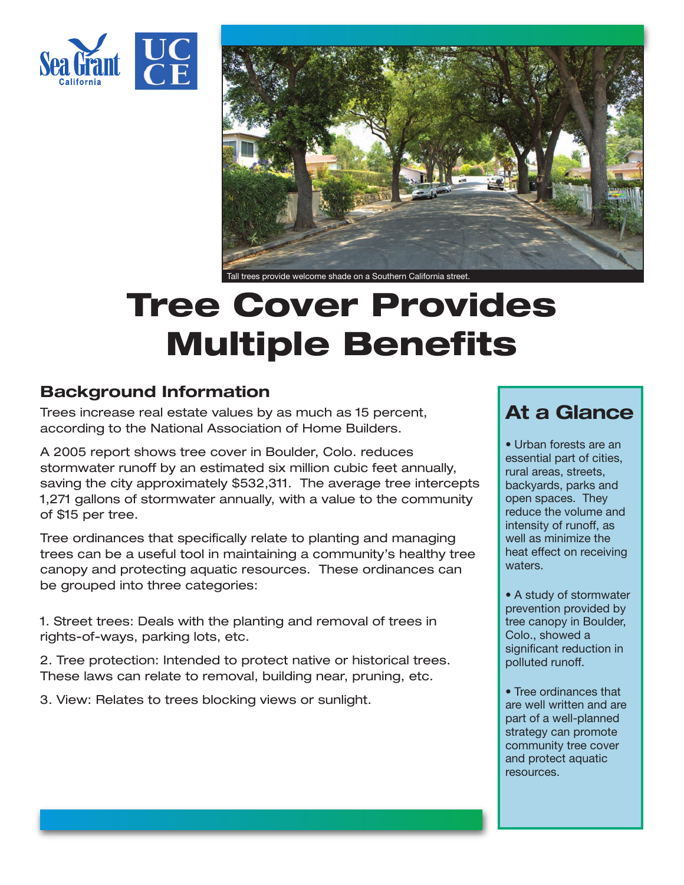Tall trees provide welcome shade on a Southern California street.

# Tree Cover Provides Multiple Benefits

## Background Information

Trees increase real estate values by as much as 15 percent, according to the National Association of Home Builders.

A 2005 report shows tree cover in Boulder, Colo. reduces stormwater runoff by an estimated six million cubic feet annually, saving the city approximately $532,311. The average tree intercepts 1,271 gallons of stormwater annually, with a value to the community of $15 per tree.

Tree ordinances that specifically relate to planting and managing trees can be a useful tool in maintaining a community's healthy tree canopy and protecting aquatic resources. These ordinances can be grouped into three categories:

1. Street trees: Deals with the planting and removal of trees in rights-of-ways, parking lots, etc.
2. Tree protection: Intended to protect native or historical trees. These laws can relate to removal, building near, pruning, etc.
3. View: Relates to trees blocking views or sunlight.

## At a Glance

- Urban forests are an essential part of cities, rural areas, streets, backyards, parks and open spaces. They reduce the volume and intensity of runoff, as well as minimize the heat effect on receiving waters.
- A study of stormwater prevention provided by tree canopy in Boulder, Colo., showed a significant reduction in polluted runoff.
- Tree ordinances that are well written and are part of a well-planned strategy can promote community tree cover and protect aquatic resources.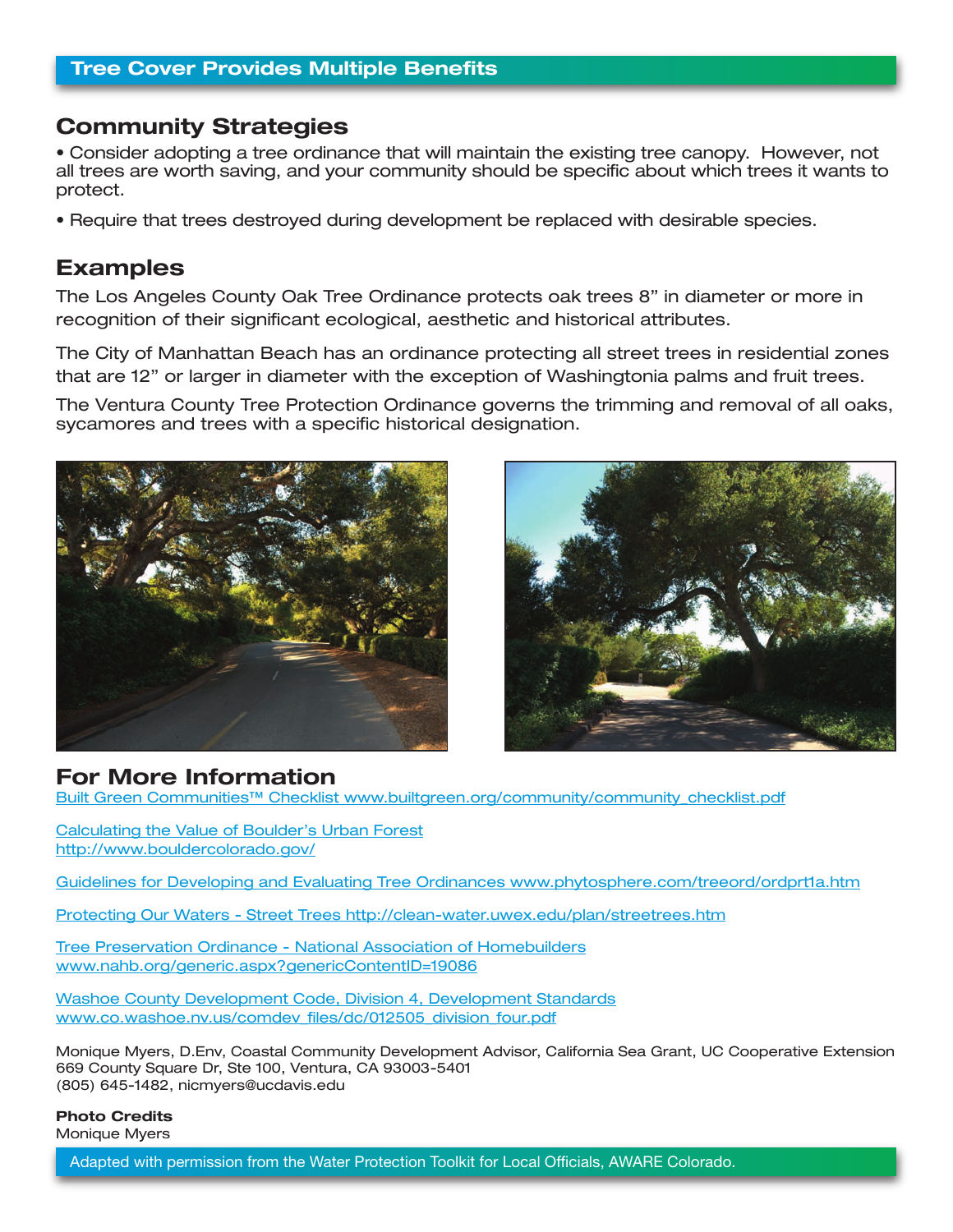## Tree Cover Provides Multiple Benefits

## Community Strategies

- Consider adopting a tree ordinance that will maintain the existing tree canopy. However, not all trees are worth saving, and your community should be specific about which trees it wants to protect.
- Require that trees destroyed during development be replaced with desirable species.

## Examples

The Los Angeles County Oak Tree Ordinance protects oak trees 8" in diameter or more in recognition of their significant ecological, aesthetic and historical attributes.

The City of Manhattan Beach has an ordinance protecting all street trees in residential zones that are 12" or larger in diameter with the exception of Washingtonia palms and fruit trees.

The Ventura County Tree Protection Ordinance governs the trimming and removal of all oaks, sycamores and trees with a specific historical designation.

## For More Information

Built Green Communities™ Checklist www.builtgreen.org/community/community_checklist.pdf

Calculating the Value of Boulder's Urban Forest
http://www.bouldercolorado.gov/

Guidelines for Developing and Evaluating Tree Ordinances www.phytosphere.com/treeord/ordprt1a.htm

Protecting Our Waters - Street Trees http://clean-water.uwex.edu/plan/streettrees.htm

Tree Preservation Ordinance - National Association of Homebuilders
www.nahb.org/generic.aspx?genericContentID=19086

Washoe County Development Code, Division 4, Development Standards
www.co.washoe.nv.us/comdev_files/dc/012505_division_four.pdf

Monique Myers, D.Env, Coastal Community Development Advisor, California Sea Grant, UC Cooperative Extension
669 County Square Dr, Ste 100, Ventura, CA 93003-5401
(805) 645-1482, nicmyers@ucdavis.edu

**Photo Credits**
Monique Myers

Adapted with permission from the Water Protection Toolkit for Local Officials, AWARE Colorado.